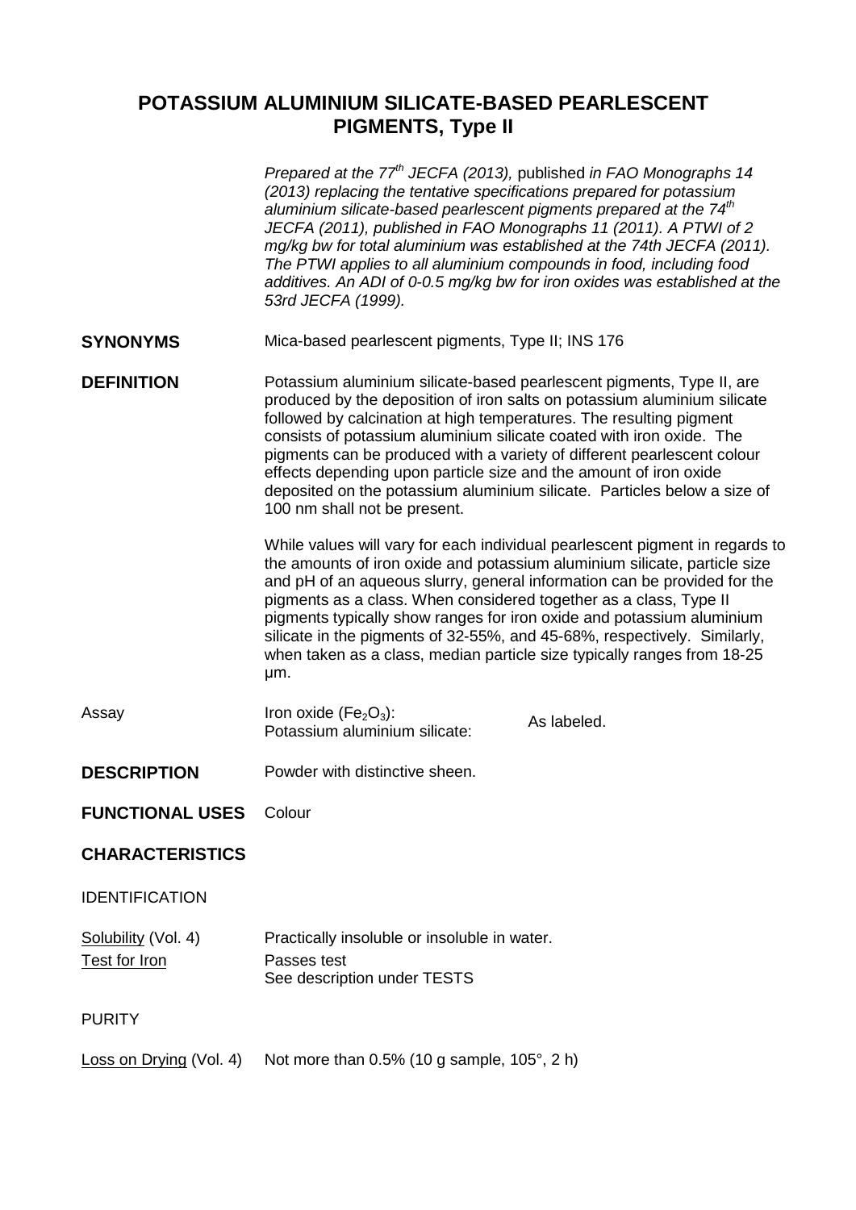# POTASSIUM ALUMINIUM SILICATE-BASED PEARLESCENT PIGMENTS, Type II

*Prepared at the 77th JECFA (2013),* published *in FAO Monographs 14 (2013) replacing the tentative specifications prepared for potassium aluminium silicate-based pearlescent pigments prepared at the 74th JECFA (2011), published in FAO Monographs 11 (2011). A PTWI of 2 mg/kg bw for total aluminium was established at the 74th JECFA (2011). The PTWI applies to all aluminium compounds in food, including food additives. An ADI of 0-0.5 mg/kg bw for iron oxides was established at the 53rd JECFA (1999).*

**SYNONYMS**

Mica-based pearlescent pigments, Type II; INS 176

**DEFINITION**

Potassium aluminium silicate-based pearlescent pigments, Type II, are produced by the deposition of iron salts on potassium aluminium silicate followed by calcination at high temperatures. The resulting pigment consists of potassium aluminium silicate coated with iron oxide. The pigments can be produced with a variety of different pearlescent colour effects depending upon particle size and the amount of iron oxide deposited on the potassium aluminium silicate. Particles below a size of 100 nm shall not be present.

While values will vary for each individual pearlescent pigment in regards to the amounts of iron oxide and potassium aluminium silicate, particle size and pH of an aqueous slurry, general information can be provided for the pigments as a class. When considered together as a class, Type II pigments typically show ranges for iron oxide and potassium aluminium silicate in the pigments of 32-55%, and 45-68%, respectively. Similarly, when taken as a class, median particle size typically ranges from 18-25 µm.

Assay

Iron oxide ($Fe_2O_3$):
Potassium aluminium silicate: As labeled.

**DESCRIPTION**

Powder with distinctive sheen.

**FUNCTIONAL USES**

Colour

**CHARACTERISTICS**

IDENTIFICATION

Solubility (Vol. 4) — Practically insoluble or insoluble in water.

Test for Iron — Passes test
See description under TESTS

PURITY

Loss on Drying (Vol. 4) — Not more than 0.5% (10 g sample, 105°, 2 h)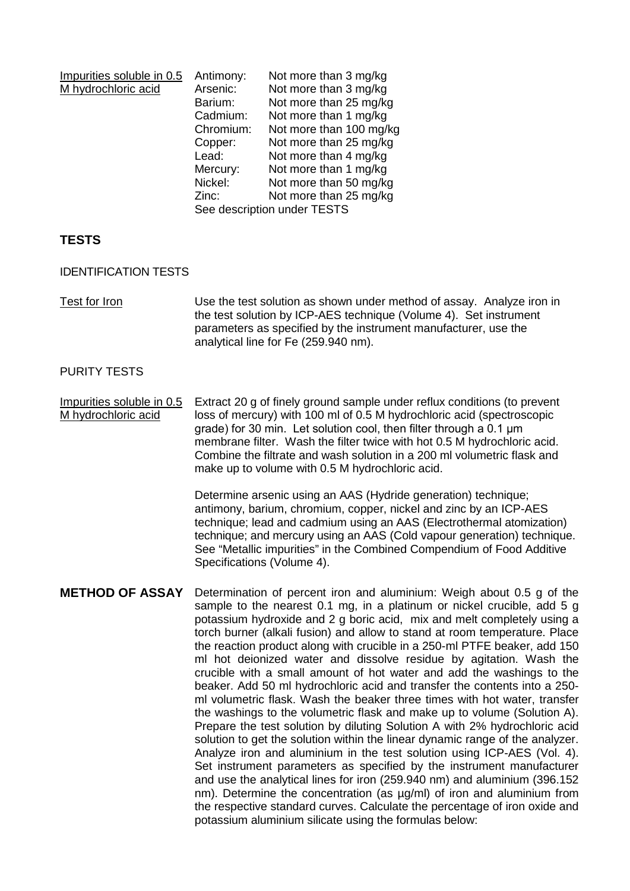| | | |
|---|---|---|
| Impurities soluble in 0.5 M hydrochloric acid | Antimony: | Not more than 3 mg/kg |
| | Arsenic: | Not more than 3 mg/kg |
| | Barium: | Not more than 25 mg/kg |
| | Cadmium: | Not more than 1 mg/kg |
| | Chromium: | Not more than 100 mg/kg |
| | Copper: | Not more than 25 mg/kg |
| | Lead: | Not more than 4 mg/kg |
| | Mercury: | Not more than 1 mg/kg |
| | Nickel: | Not more than 50 mg/kg |
| | Zinc: | Not more than 25 mg/kg |
| | See description under TESTS | |

## TESTS

### IDENTIFICATION TESTS

**Test for Iron**

Use the test solution as shown under method of assay. Analyze iron in the test solution by ICP-AES technique (Volume 4). Set instrument parameters as specified by the instrument manufacturer, use the analytical line for Fe (259.940 nm).

### PURITY TESTS

**Impurities soluble in 0.5 M hydrochloric acid**

Extract 20 g of finely ground sample under reflux conditions (to prevent loss of mercury) with 100 ml of 0.5 M hydrochloric acid (spectroscopic grade) for 30 min. Let solution cool, then filter through a 0.1 µm membrane filter. Wash the filter twice with hot 0.5 M hydrochloric acid. Combine the filtrate and wash solution in a 200 ml volumetric flask and make up to volume with 0.5 M hydrochloric acid.

Determine arsenic using an AAS (Hydride generation) technique; antimony, barium, chromium, copper, nickel and zinc by an ICP-AES technique; lead and cadmium using an AAS (Electrothermal atomization) technique; and mercury using an AAS (Cold vapour generation) technique. See "Metallic impurities" in the Combined Compendium of Food Additive Specifications (Volume 4).

## METHOD OF ASSAY

Determination of percent iron and aluminium: Weigh about 0.5 g of the sample to the nearest 0.1 mg, in a platinum or nickel crucible, add 5 g potassium hydroxide and 2 g boric acid, mix and melt completely using a torch burner (alkali fusion) and allow to stand at room temperature. Place the reaction product along with crucible in a 250-ml PTFE beaker, add 150 ml hot deionized water and dissolve residue by agitation. Wash the crucible with a small amount of hot water and add the washings to the beaker. Add 50 ml hydrochloric acid and transfer the contents into a 250-ml volumetric flask. Wash the beaker three times with hot water, transfer the washings to the volumetric flask and make up to volume (Solution A). Prepare the test solution by diluting Solution A with 2% hydrochloric acid solution to get the solution within the linear dynamic range of the analyzer. Analyze iron and aluminium in the test solution using ICP-AES (Vol. 4). Set instrument parameters as specified by the instrument manufacturer and use the analytical lines for iron (259.940 nm) and aluminium (396.152 nm). Determine the concentration (as µg/ml) of iron and aluminium from the respective standard curves. Calculate the percentage of iron oxide and potassium aluminium silicate using the formulas below: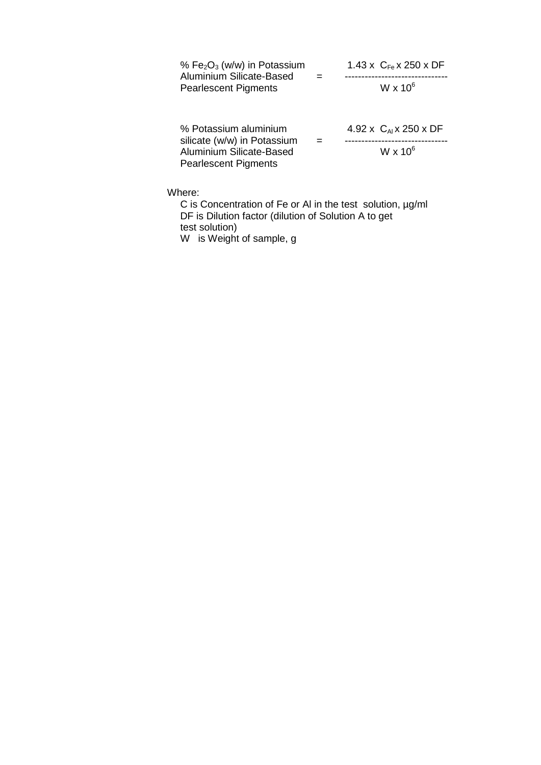$$\%\ Fe_2O_3\ (w/w)\ \text{in Potassium Aluminium Silicate-Based Pearlescent Pigments} = \frac{1.43 \times C_{Fe} \times 250 \times DF}{W \times 10^6}$$

$$\%\ \text{Potassium aluminium silicate (w/w) in Potassium Aluminium Silicate-Based Pearlescent Pigments} = \frac{4.92 \times C_{Al} \times 250 \times DF}{W \times 10^6}$$

Where:

C is Concentration of Fe or Al in the test solution, µg/ml
DF is Dilution factor (dilution of Solution A to get test solution)
W is Weight of sample, g